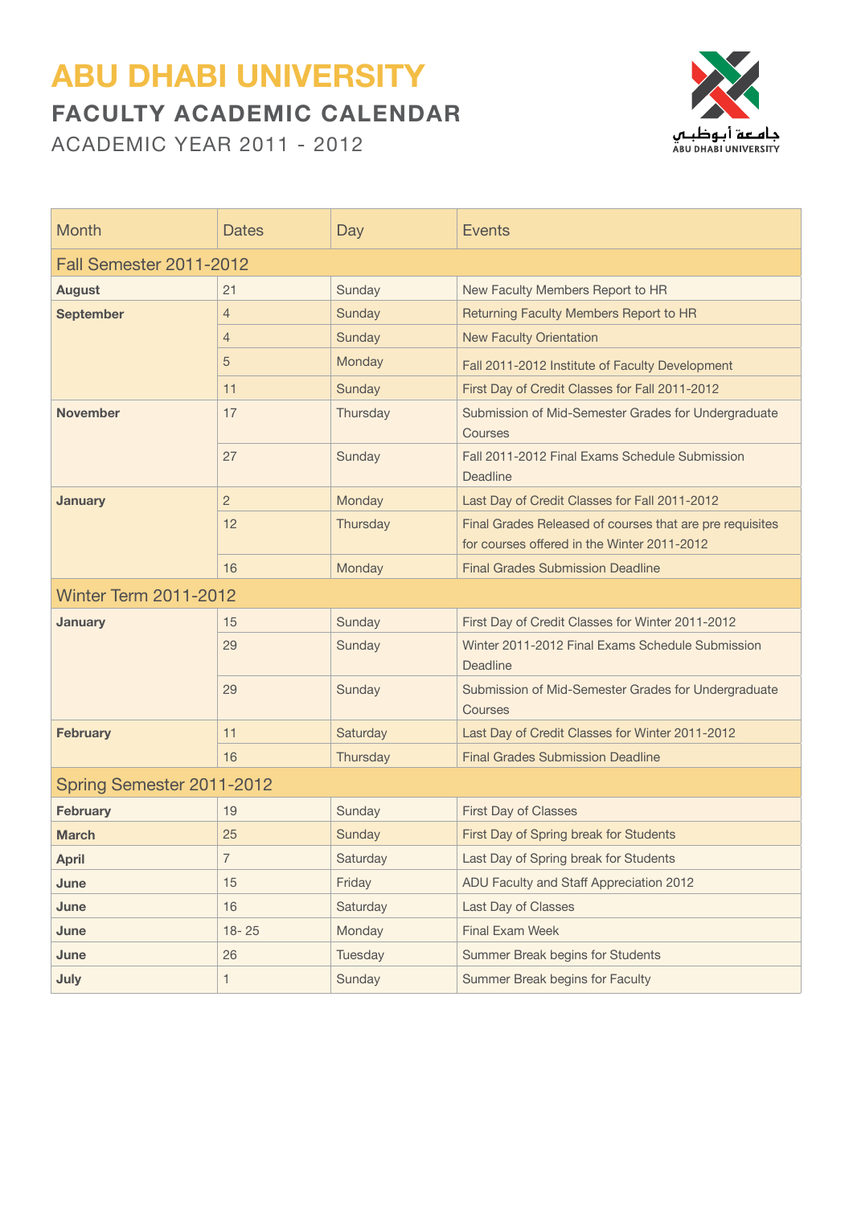# ABU DHABI UNIVERSITY

## FACULTY ACADEMIC CALENDAR

### ACADEMIC YEAR 2011 - 2012

جامعة أبوظبي
ABU DHABI UNIVERSITY

| Month | Dates | Day | Events |
|---|---|---|---|
| Fall Semester 2011-2012 | | | |
| **August** | 21 | Sunday | New Faculty Members Report to HR |
| **September** | 4 | Sunday | Returning Faculty Members Report to HR |
| | 4 | Sunday | New Faculty Orientation |
| | 5 | Monday | Fall 2011-2012 Institute of Faculty Development |
| | 11 | Sunday | First Day of Credit Classes for Fall 2011-2012 |
| **November** | 17 | Thursday | Submission of Mid-Semester Grades for Undergraduate Courses |
| | 27 | Sunday | Fall 2011-2012 Final Exams Schedule Submission Deadline |
| **January** | 2 | Monday | Last Day of Credit Classes for Fall 2011-2012 |
| | 12 | Thursday | Final Grades Released of courses that are pre requisites for courses offered in the Winter 2011-2012 |
| | 16 | Monday | Final Grades Submission Deadline |
| Winter Term 2011-2012 | | | |
| **January** | 15 | Sunday | First Day of Credit Classes for Winter 2011-2012 |
| | 29 | Sunday | Winter 2011-2012 Final Exams Schedule Submission Deadline |
| | 29 | Sunday | Submission of Mid-Semester Grades for Undergraduate Courses |
| **February** | 11 | Saturday | Last Day of Credit Classes for Winter 2011-2012 |
| | 16 | Thursday | Final Grades Submission Deadline |
| Spring Semester 2011-2012 | | | |
| **February** | 19 | Sunday | First Day of Classes |
| **March** | 25 | Sunday | First Day of Spring break for Students |
| **April** | 7 | Saturday | Last Day of Spring break for Students |
| **June** | 15 | Friday | ADU Faculty and Staff Appreciation 2012 |
| **June** | 16 | Saturday | Last Day of Classes |
| **June** | 18- 25 | Monday | Final Exam Week |
| **June** | 26 | Tuesday | Summer Break begins for Students |
| **July** | 1 | Sunday | Summer Break begins for Faculty |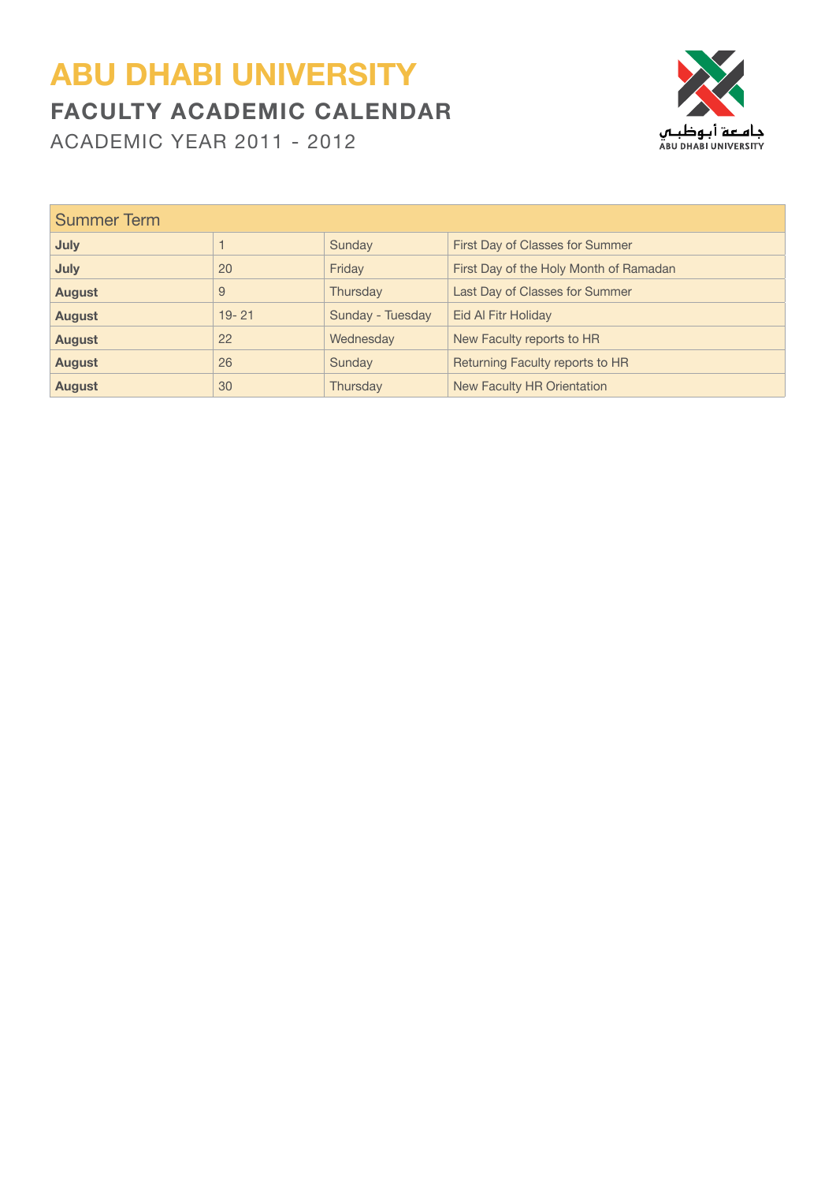# ABU DHABI UNIVERSITY

## FACULTY ACADEMIC CALENDAR

ACADEMIC YEAR 2011 - 2012

جامعة أبوظبي
ABU DHABI UNIVERSITY

| Summer Term | | | |
|---|---|---|---|
| **July** | 1 | Sunday | First Day of Classes for Summer |
| **July** | 20 | Friday | First Day of the Holy Month of Ramadan |
| **August** | 9 | Thursday | Last Day of Classes for Summer |
| **August** | 19- 21 | Sunday - Tuesday | Eid Al Fitr Holiday |
| **August** | 22 | Wednesday | New Faculty reports to HR |
| **August** | 26 | Sunday | Returning Faculty reports to HR |
| **August** | 30 | Thursday | New Faculty HR Orientation |